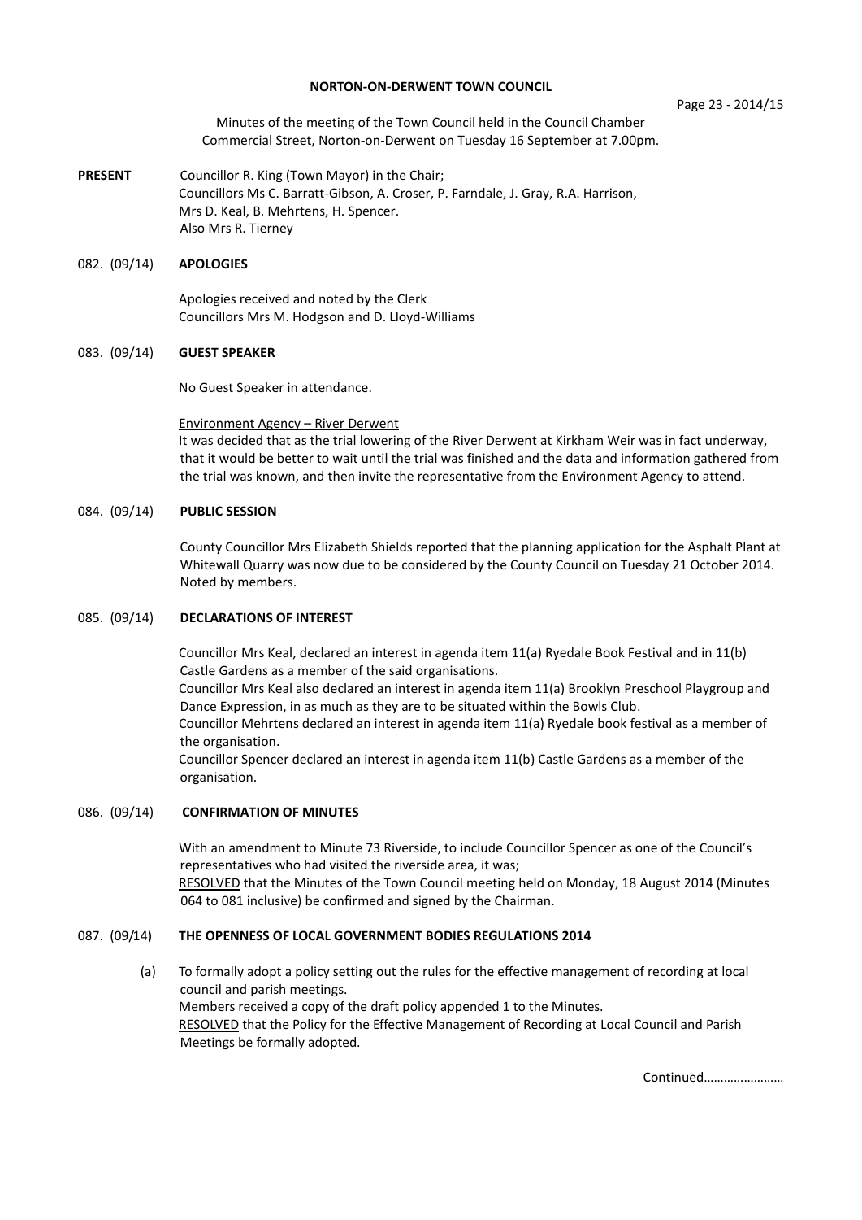**NORTON-ON-DERWENT TOWN COUNCIL**

Page 23 - 2014/15

Minutes of the meeting of the Town Council held in the Council Chamber Commercial Street, Norton-on-Derwent on Tuesday 16 September at 7.00pm.

**PRESENT** Councillor R. King (Town Mayor) in the Chair;
Councillors Ms C. Barratt-Gibson, A. Croser, P. Farndale, J. Gray, R.A. Harrison, Mrs D. Keal, B. Mehrtens, H. Spencer.
Also Mrs R. Tierney

## 082. (09/14) APOLOGIES

Apologies received and noted by the Clerk
Councillors Mrs M. Hodgson and D. Lloyd-Williams

## 083. (09/14) GUEST SPEAKER

No Guest Speaker in attendance.

Environment Agency – River Derwent

It was decided that as the trial lowering of the River Derwent at Kirkham Weir was in fact underway, that it would be better to wait until the trial was finished and the data and information gathered from the trial was known, and then invite the representative from the Environment Agency to attend.

## 084. (09/14) PUBLIC SESSION

County Councillor Mrs Elizabeth Shields reported that the planning application for the Asphalt Plant at Whitewall Quarry was now due to be considered by the County Council on Tuesday 21 October 2014. Noted by members.

## 085. (09/14) DECLARATIONS OF INTEREST

Councillor Mrs Keal, declared an interest in agenda item 11(a) Ryedale Book Festival and in 11(b) Castle Gardens as a member of the said organisations.
Councillor Mrs Keal also declared an interest in agenda item 11(a) Brooklyn Preschool Playgroup and Dance Expression, in as much as they are to be situated within the Bowls Club.
Councillor Mehrtens declared an interest in agenda item 11(a) Ryedale book festival as a member of the organisation.
Councillor Spencer declared an interest in agenda item 11(b) Castle Gardens as a member of the organisation.

## 086. (09/14) CONFIRMATION OF MINUTES

With an amendment to Minute 73 Riverside, to include Councillor Spencer as one of the Council's representatives who had visited the riverside area, it was;
RESOLVED that the Minutes of the Town Council meeting held on Monday, 18 August 2014 (Minutes 064 to 081 inclusive) be confirmed and signed by the Chairman.

## 087. (09/14) THE OPENNESS OF LOCAL GOVERNMENT BODIES REGULATIONS 2014

(a) To formally adopt a policy setting out the rules for the effective management of recording at local council and parish meetings.
Members received a copy of the draft policy appended 1 to the Minutes.
RESOLVED that the Policy for the Effective Management of Recording at Local Council and Parish Meetings be formally adopted.

Continued……………………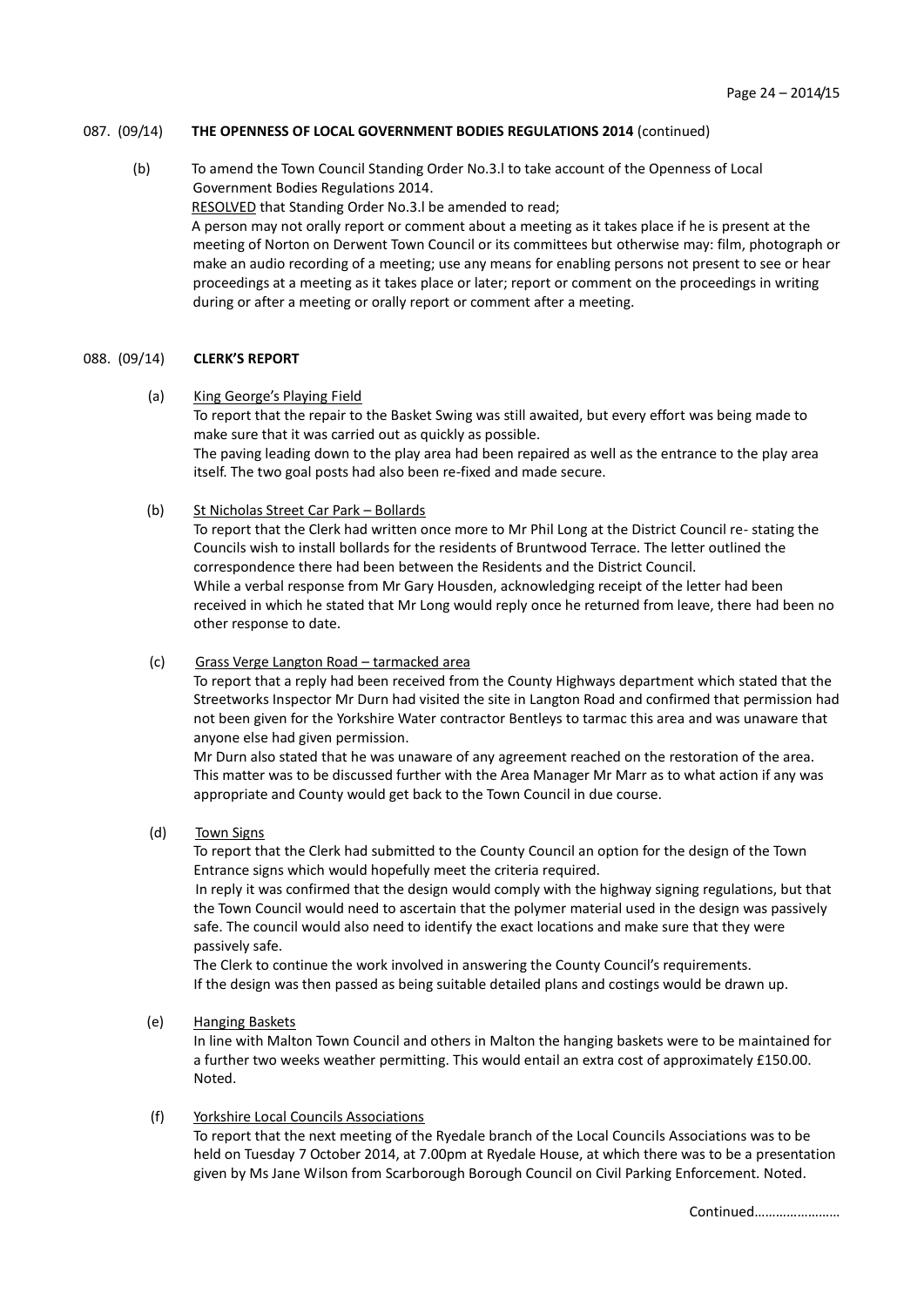087. (09/14) **THE OPENNESS OF LOCAL GOVERNMENT BODIES REGULATIONS 2014** (continued)

(b) To amend the Town Council Standing Order No.3.l to take account of the Openness of Local Government Bodies Regulations 2014.

RESOLVED that Standing Order No.3.l be amended to read;

A person may not orally report or comment about a meeting as it takes place if he is present at the meeting of Norton on Derwent Town Council or its committees but otherwise may: film, photograph or make an audio recording of a meeting; use any means for enabling persons not present to see or hear proceedings at a meeting as it takes place or later; report or comment on the proceedings in writing during or after a meeting or orally report or comment after a meeting.

088. (09/14) **CLERK'S REPORT**

(a) King George's Playing Field

To report that the repair to the Basket Swing was still awaited, but every effort was being made to make sure that it was carried out as quickly as possible.

The paving leading down to the play area had been repaired as well as the entrance to the play area itself. The two goal posts had also been re-fixed and made secure.

(b) St Nicholas Street Car Park – Bollards

To report that the Clerk had written once more to Mr Phil Long at the District Council re- stating the Councils wish to install bollards for the residents of Bruntwood Terrace. The letter outlined the correspondence there had been between the Residents and the District Council.

While a verbal response from Mr Gary Housden, acknowledging receipt of the letter had been received in which he stated that Mr Long would reply once he returned from leave, there had been no other response to date.

(c) Grass Verge Langton Road – tarmacked area

To report that a reply had been received from the County Highways department which stated that the Streetworks Inspector Mr Durn had visited the site in Langton Road and confirmed that permission had not been given for the Yorkshire Water contractor Bentleys to tarmac this area and was unaware that anyone else had given permission.

Mr Durn also stated that he was unaware of any agreement reached on the restoration of the area. This matter was to be discussed further with the Area Manager Mr Marr as to what action if any was appropriate and County would get back to the Town Council in due course.

(d) Town Signs

To report that the Clerk had submitted to the County Council an option for the design of the Town Entrance signs which would hopefully meet the criteria required.

In reply it was confirmed that the design would comply with the highway signing regulations, but that the Town Council would need to ascertain that the polymer material used in the design was passively safe. The council would also need to identify the exact locations and make sure that they were passively safe.

The Clerk to continue the work involved in answering the County Council's requirements.

If the design was then passed as being suitable detailed plans and costings would be drawn up.

(e) Hanging Baskets

In line with Malton Town Council and others in Malton the hanging baskets were to be maintained for a further two weeks weather permitting. This would entail an extra cost of approximately £150.00. Noted.

(f) Yorkshire Local Councils Associations

To report that the next meeting of the Ryedale branch of the Local Councils Associations was to be held on Tuesday 7 October 2014, at 7.00pm at Ryedale House, at which there was to be a presentation given by Ms Jane Wilson from Scarborough Borough Council on Civil Parking Enforcement. Noted.

Continued……………………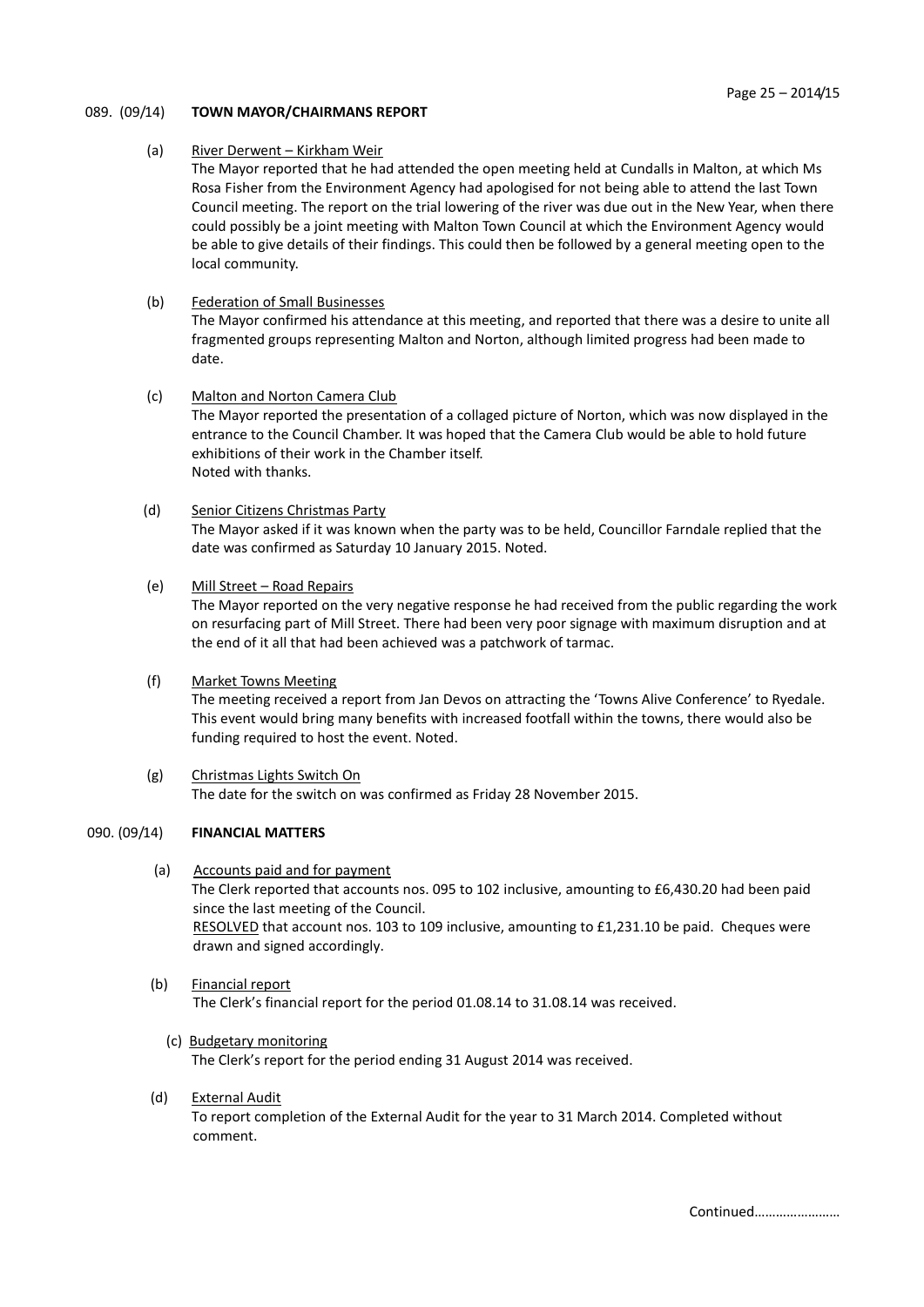## 089. (09/14) TOWN MAYOR/CHAIRMANS REPORT

(a) River Derwent – Kirkham Weir

The Mayor reported that he had attended the open meeting held at Cundalls in Malton, at which Ms Rosa Fisher from the Environment Agency had apologised for not being able to attend the last Town Council meeting. The report on the trial lowering of the river was due out in the New Year, when there could possibly be a joint meeting with Malton Town Council at which the Environment Agency would be able to give details of their findings. This could then be followed by a general meeting open to the local community.

(b) Federation of Small Businesses

The Mayor confirmed his attendance at this meeting, and reported that there was a desire to unite all fragmented groups representing Malton and Norton, although limited progress had been made to date.

(c) Malton and Norton Camera Club

The Mayor reported the presentation of a collaged picture of Norton, which was now displayed in the entrance to the Council Chamber. It was hoped that the Camera Club would be able to hold future exhibitions of their work in the Chamber itself.
Noted with thanks.

(d) Senior Citizens Christmas Party

The Mayor asked if it was known when the party was to be held, Councillor Farndale replied that the date was confirmed as Saturday 10 January 2015. Noted.

(e) Mill Street – Road Repairs

The Mayor reported on the very negative response he had received from the public regarding the work on resurfacing part of Mill Street. There had been very poor signage with maximum disruption and at the end of it all that had been achieved was a patchwork of tarmac.

(f) Market Towns Meeting

The meeting received a report from Jan Devos on attracting the 'Towns Alive Conference' to Ryedale. This event would bring many benefits with increased footfall within the towns, there would also be funding required to host the event. Noted.

(g) Christmas Lights Switch On

The date for the switch on was confirmed as Friday 28 November 2015.

## 090. (09/14) FINANCIAL MATTERS

(a) Accounts paid and for payment

The Clerk reported that accounts nos. 095 to 102 inclusive, amounting to £6,430.20 had been paid since the last meeting of the Council.
RESOLVED that account nos. 103 to 109 inclusive, amounting to £1,231.10 be paid. Cheques were drawn and signed accordingly.

(b) Financial report

The Clerk's financial report for the period 01.08.14 to 31.08.14 was received.

(c) Budgetary monitoring

The Clerk's report for the period ending 31 August 2014 was received.

(d) External Audit

To report completion of the External Audit for the year to 31 March 2014. Completed without comment.

Continued……………………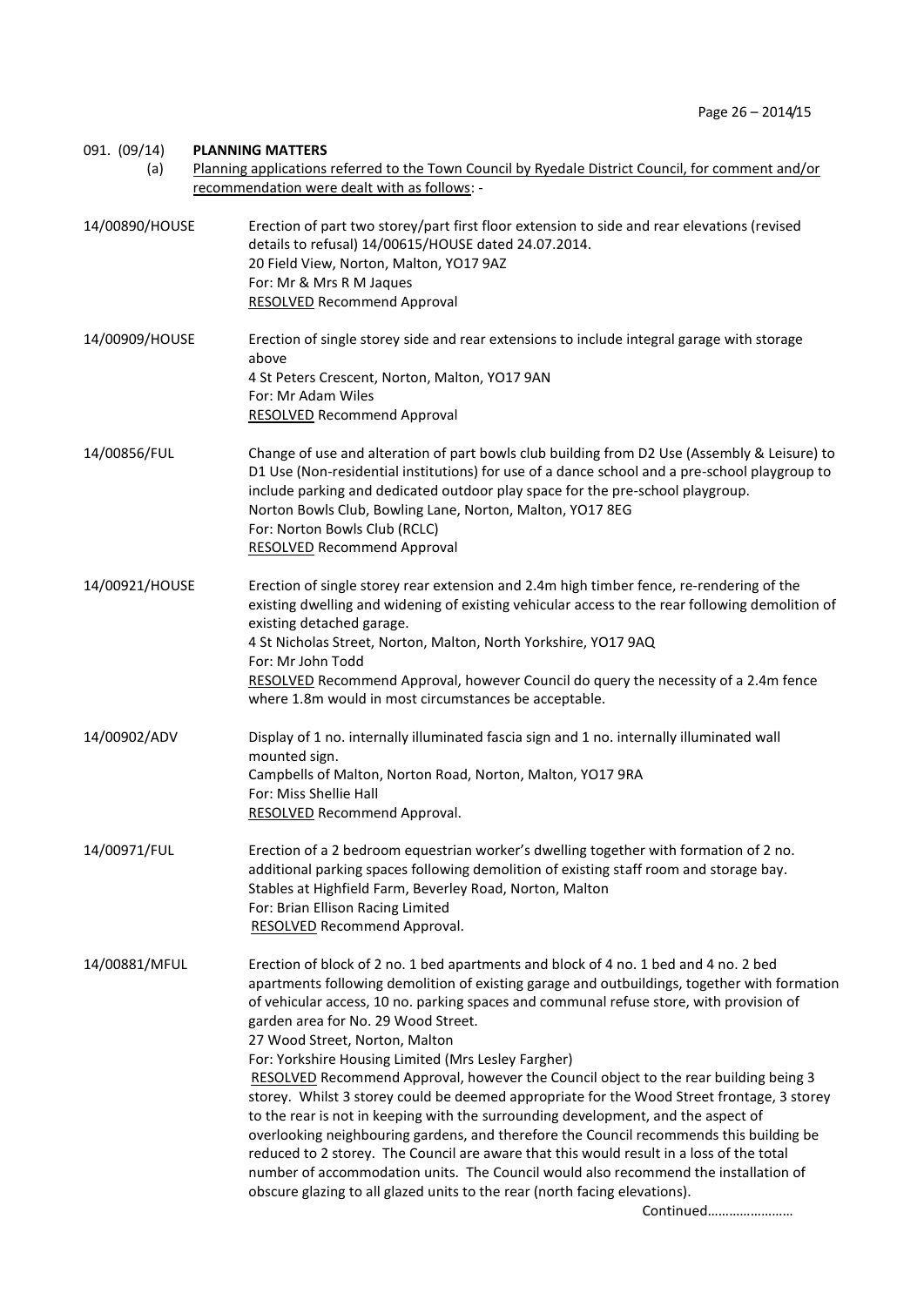091. (09/14) **PLANNING MATTERS**

(a) Planning applications referred to the Town Council by Ryedale District Council, for comment and/or recommendation were dealt with as follows: -

**14/00890/HOUSE**

Erection of part two storey/part first floor extension to side and rear elevations (revised details to refusal) 14/00615/HOUSE dated 24.07.2014.
20 Field View, Norton, Malton, YO17 9AZ
For: Mr & Mrs R M Jaques
RESOLVED Recommend Approval

**14/00909/HOUSE**

Erection of single storey side and rear extensions to include integral garage with storage above
4 St Peters Crescent, Norton, Malton, YO17 9AN
For: Mr Adam Wiles
RESOLVED Recommend Approval

**14/00856/FUL**

Change of use and alteration of part bowls club building from D2 Use (Assembly & Leisure) to D1 Use (Non-residential institutions) for use of a dance school and a pre-school playgroup to include parking and dedicated outdoor play space for the pre-school playgroup.
Norton Bowls Club, Bowling Lane, Norton, Malton, YO17 8EG
For: Norton Bowls Club (RCLC)
RESOLVED Recommend Approval

**14/00921/HOUSE**

Erection of single storey rear extension and 2.4m high timber fence, re-rendering of the existing dwelling and widening of existing vehicular access to the rear following demolition of existing detached garage.
4 St Nicholas Street, Norton, Malton, North Yorkshire, YO17 9AQ
For: Mr John Todd
RESOLVED Recommend Approval, however Council do query the necessity of a 2.4m fence where 1.8m would in most circumstances be acceptable.

**14/00902/ADV**

Display of 1 no. internally illuminated fascia sign and 1 no. internally illuminated wall mounted sign.
Campbells of Malton, Norton Road, Norton, Malton, YO17 9RA
For: Miss Shellie Hall
RESOLVED Recommend Approval.

**14/00971/FUL**

Erection of a 2 bedroom equestrian worker's dwelling together with formation of 2 no. additional parking spaces following demolition of existing staff room and storage bay.
Stables at Highfield Farm, Beverley Road, Norton, Malton
For: Brian Ellison Racing Limited
RESOLVED Recommend Approval.

**14/00881/MFUL**

Erection of block of 2 no. 1 bed apartments and block of 4 no. 1 bed and 4 no. 2 bed apartments following demolition of existing garage and outbuildings, together with formation of vehicular access, 10 no. parking spaces and communal refuse store, with provision of garden area for No. 29 Wood Street.
27 Wood Street, Norton, Malton
For: Yorkshire Housing Limited (Mrs Lesley Fargher)
RESOLVED Recommend Approval, however the Council object to the rear building being 3 storey. Whilst 3 storey could be deemed appropriate for the Wood Street frontage, 3 storey to the rear is not in keeping with the surrounding development, and the aspect of overlooking neighbouring gardens, and therefore the Council recommends this building be reduced to 2 storey. The Council are aware that this would result in a loss of the total number of accommodation units. The Council would also recommend the installation of obscure glazing to all glazed units to the rear (north facing elevations).

Continued……………………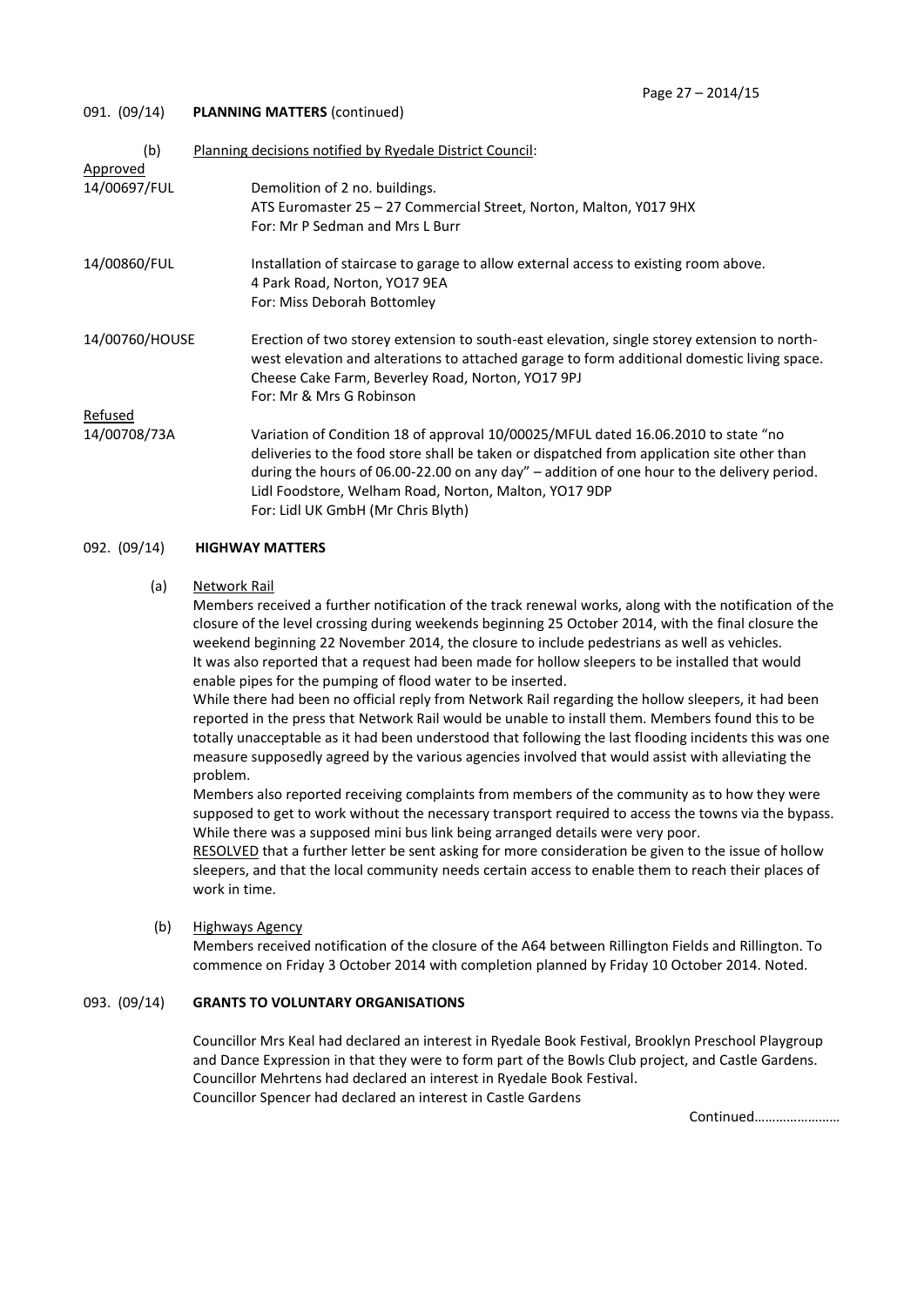## 091. (09/14) **PLANNING MATTERS** (continued)

(b) Planning decisions notified by Ryedale District Council:

Approved

14/00697/FUL
Demolition of 2 no. buildings.
ATS Euromaster 25 – 27 Commercial Street, Norton, Malton, Y017 9HX
For: Mr P Sedman and Mrs L Burr

14/00860/FUL
Installation of staircase to garage to allow external access to existing room above.
4 Park Road, Norton, YO17 9EA
For: Miss Deborah Bottomley

14/00760/HOUSE
Erection of two storey extension to south-east elevation, single storey extension to north-west elevation and alterations to attached garage to form additional domestic living space.
Cheese Cake Farm, Beverley Road, Norton, YO17 9PJ
For: Mr & Mrs G Robinson

Refused

14/00708/73A
Variation of Condition 18 of approval 10/00025/MFUL dated 16.06.2010 to state "no deliveries to the food store shall be taken or dispatched from application site other than during the hours of 06.00-22.00 on any day" – addition of one hour to the delivery period.
Lidl Foodstore, Welham Road, Norton, Malton, YO17 9DP
For: Lidl UK GmbH (Mr Chris Blyth)

## 092. (09/14) **HIGHWAY MATTERS**

(a) Network Rail

Members received a further notification of the track renewal works, along with the notification of the closure of the level crossing during weekends beginning 25 October 2014, with the final closure the weekend beginning 22 November 2014, the closure to include pedestrians as well as vehicles. It was also reported that a request had been made for hollow sleepers to be installed that would enable pipes for the pumping of flood water to be inserted.

While there had been no official reply from Network Rail regarding the hollow sleepers, it had been reported in the press that Network Rail would be unable to install them. Members found this to be totally unacceptable as it had been understood that following the last flooding incidents this was one measure supposedly agreed by the various agencies involved that would assist with alleviating the problem.

Members also reported receiving complaints from members of the community as to how they were supposed to get to work without the necessary transport required to access the towns via the bypass. While there was a supposed mini bus link being arranged details were very poor.

RESOLVED that a further letter be sent asking for more consideration be given to the issue of hollow sleepers, and that the local community needs certain access to enable them to reach their places of work in time.

(b) Highways Agency

Members received notification of the closure of the A64 between Rillington Fields and Rillington. To commence on Friday 3 October 2014 with completion planned by Friday 10 October 2014. Noted.

## 093. (09/14) **GRANTS TO VOLUNTARY ORGANISATIONS**

Councillor Mrs Keal had declared an interest in Ryedale Book Festival, Brooklyn Preschool Playgroup and Dance Expression in that they were to form part of the Bowls Club project, and Castle Gardens.
Councillor Mehrtens had declared an interest in Ryedale Book Festival.
Councillor Spencer had declared an interest in Castle Gardens

Continued……………………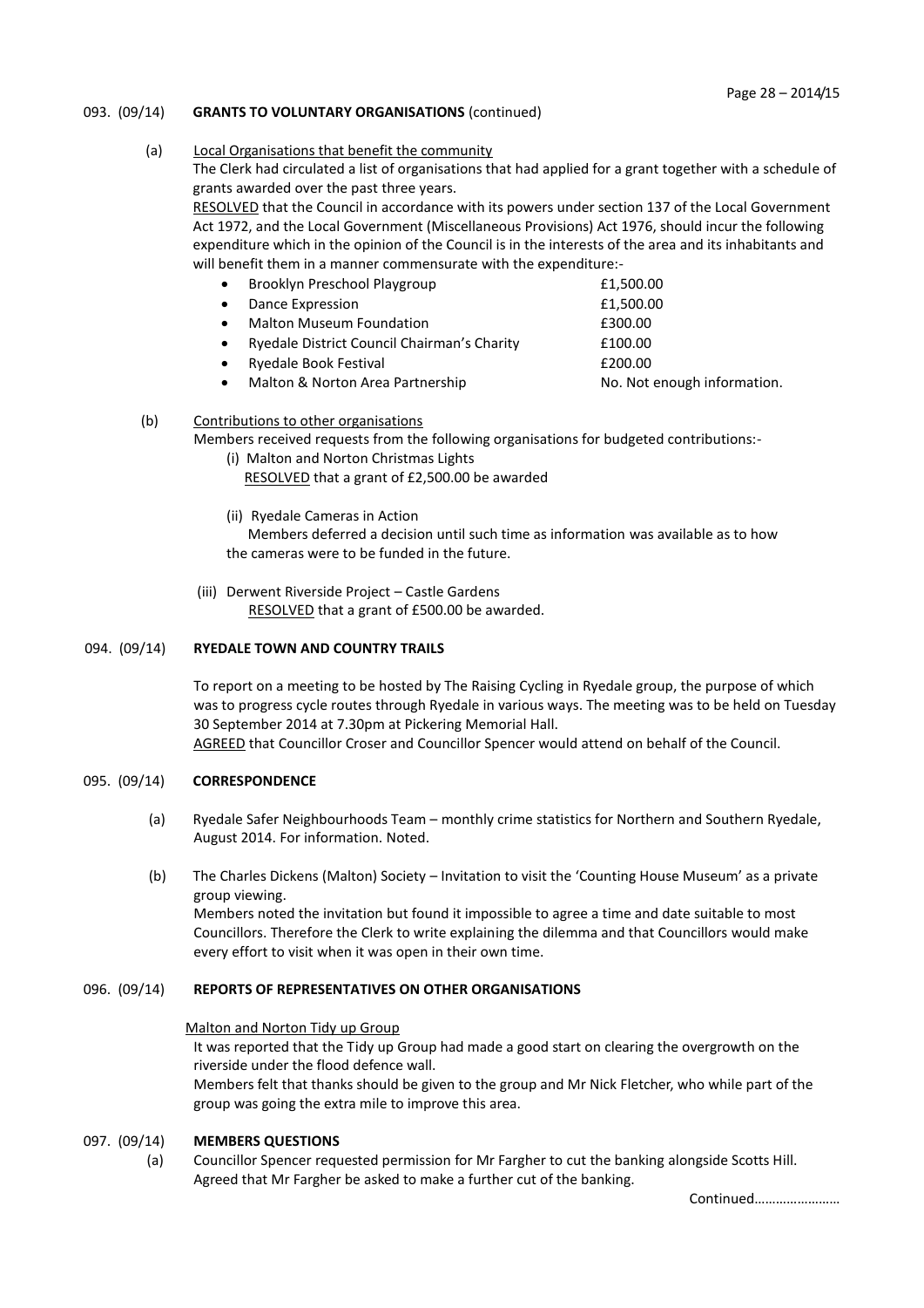093. (09/14) **GRANTS TO VOLUNTARY ORGANISATIONS** (continued)

(a) Local Organisations that benefit the community

The Clerk had circulated a list of organisations that had applied for a grant together with a schedule of grants awarded over the past three years.

RESOLVED that the Council in accordance with its powers under section 137 of the Local Government Act 1972, and the Local Government (Miscellaneous Provisions) Act 1976, should incur the following expenditure which in the opinion of the Council is in the interests of the area and its inhabitants and will benefit them in a manner commensurate with the expenditure:-

- Brooklyn Preschool Playgroup £1,500.00
- Dance Expression £1,500.00
- Malton Museum Foundation £300.00
- Ryedale District Council Chairman's Charity £100.00
- Ryedale Book Festival £200.00
- Malton & Norton Area Partnership No. Not enough information.

(b) Contributions to other organisations

Members received requests from the following organisations for budgeted contributions:-

(i) Malton and Norton Christmas Lights
RESOLVED that a grant of £2,500.00 be awarded

(ii) Ryedale Cameras in Action
Members deferred a decision until such time as information was available as to how the cameras were to be funded in the future.

(iii) Derwent Riverside Project – Castle Gardens
RESOLVED that a grant of £500.00 be awarded.

094. (09/14) **RYEDALE TOWN AND COUNTRY TRAILS**

To report on a meeting to be hosted by The Raising Cycling in Ryedale group, the purpose of which was to progress cycle routes through Ryedale in various ways. The meeting was to be held on Tuesday 30 September 2014 at 7.30pm at Pickering Memorial Hall.

AGREED that Councillor Croser and Councillor Spencer would attend on behalf of the Council.

095. (09/14) **CORRESPONDENCE**

(a) Ryedale Safer Neighbourhoods Team – monthly crime statistics for Northern and Southern Ryedale, August 2014. For information. Noted.

(b) The Charles Dickens (Malton) Society – Invitation to visit the 'Counting House Museum' as a private group viewing.
Members noted the invitation but found it impossible to agree a time and date suitable to most Councillors. Therefore the Clerk to write explaining the dilemma and that Councillors would make every effort to visit when it was open in their own time.

096. (09/14) **REPORTS OF REPRESENTATIVES ON OTHER ORGANISATIONS**

Malton and Norton Tidy up Group

It was reported that the Tidy up Group had made a good start on clearing the overgrowth on the riverside under the flood defence wall.

Members felt that thanks should be given to the group and Mr Nick Fletcher, who while part of the group was going the extra mile to improve this area.

097. (09/14) **MEMBERS QUESTIONS**

(a) Councillor Spencer requested permission for Mr Fargher to cut the banking alongside Scotts Hill. Agreed that Mr Fargher be asked to make a further cut of the banking.

Continued……………………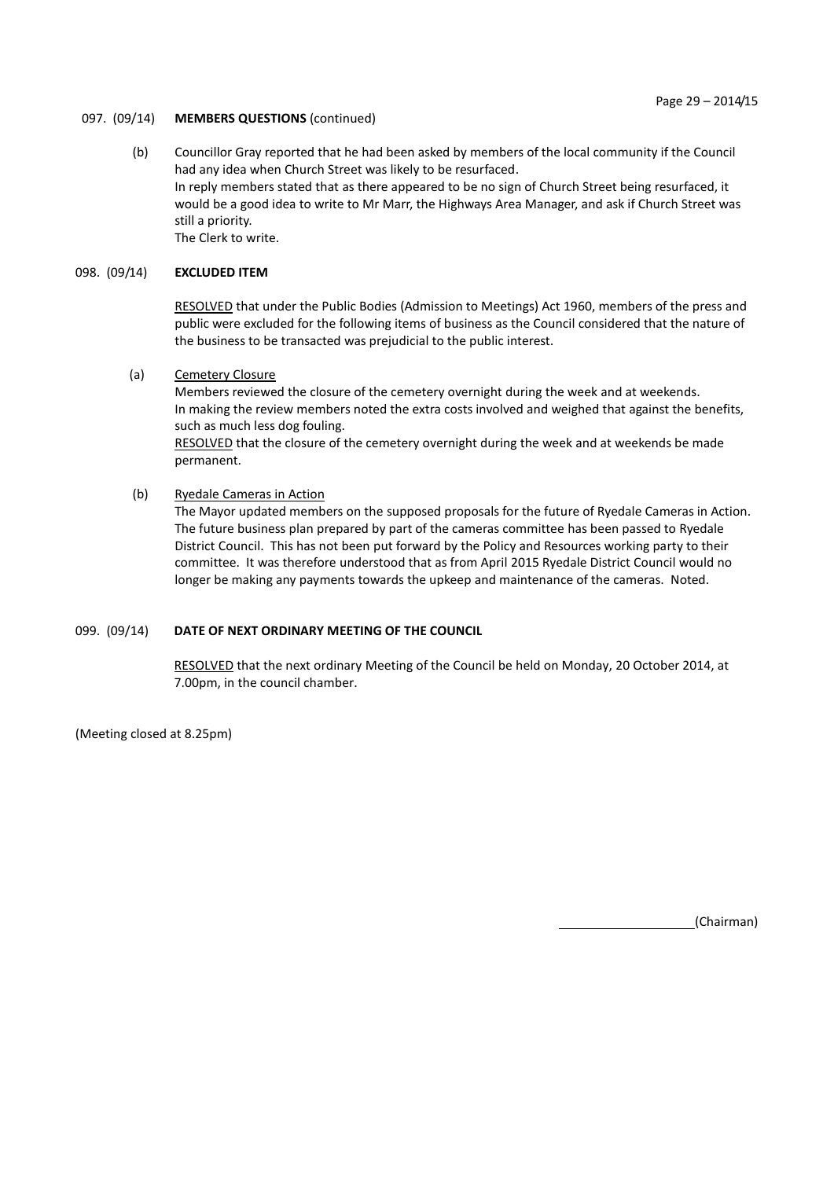097\. (09/14) **MEMBERS QUESTIONS** (continued)

(b) Councillor Gray reported that he had been asked by members of the local community if the Council had any idea when Church Street was likely to be resurfaced.
In reply members stated that as there appeared to be no sign of Church Street being resurfaced, it would be a good idea to write to Mr Marr, the Highways Area Manager, and ask if Church Street was still a priority.
The Clerk to write.

098\. (09/14) **EXCLUDED ITEM**

RESOLVED that under the Public Bodies (Admission to Meetings) Act 1960, members of the press and public were excluded for the following items of business as the Council considered that the nature of the business to be transacted was prejudicial to the public interest.

(a) Cemetery Closure

Members reviewed the closure of the cemetery overnight during the week and at weekends.
In making the review members noted the extra costs involved and weighed that against the benefits, such as much less dog fouling.
RESOLVED that the closure of the cemetery overnight during the week and at weekends be made permanent.

(b) Ryedale Cameras in Action

The Mayor updated members on the supposed proposals for the future of Ryedale Cameras in Action. The future business plan prepared by part of the cameras committee has been passed to Ryedale District Council. This has not been put forward by the Policy and Resources working party to their committee. It was therefore understood that as from April 2015 Ryedale District Council would no longer be making any payments towards the upkeep and maintenance of the cameras. Noted.

099\. (09/14) **DATE OF NEXT ORDINARY MEETING OF THE COUNCIL**

RESOLVED that the next ordinary Meeting of the Council be held on Monday, 20 October 2014, at 7.00pm, in the council chamber.

(Meeting closed at 8.25pm)

\_\_\_\_\_\_\_\_\_\_\_\_\_\_\_\_\_\_\_\_(Chairman)